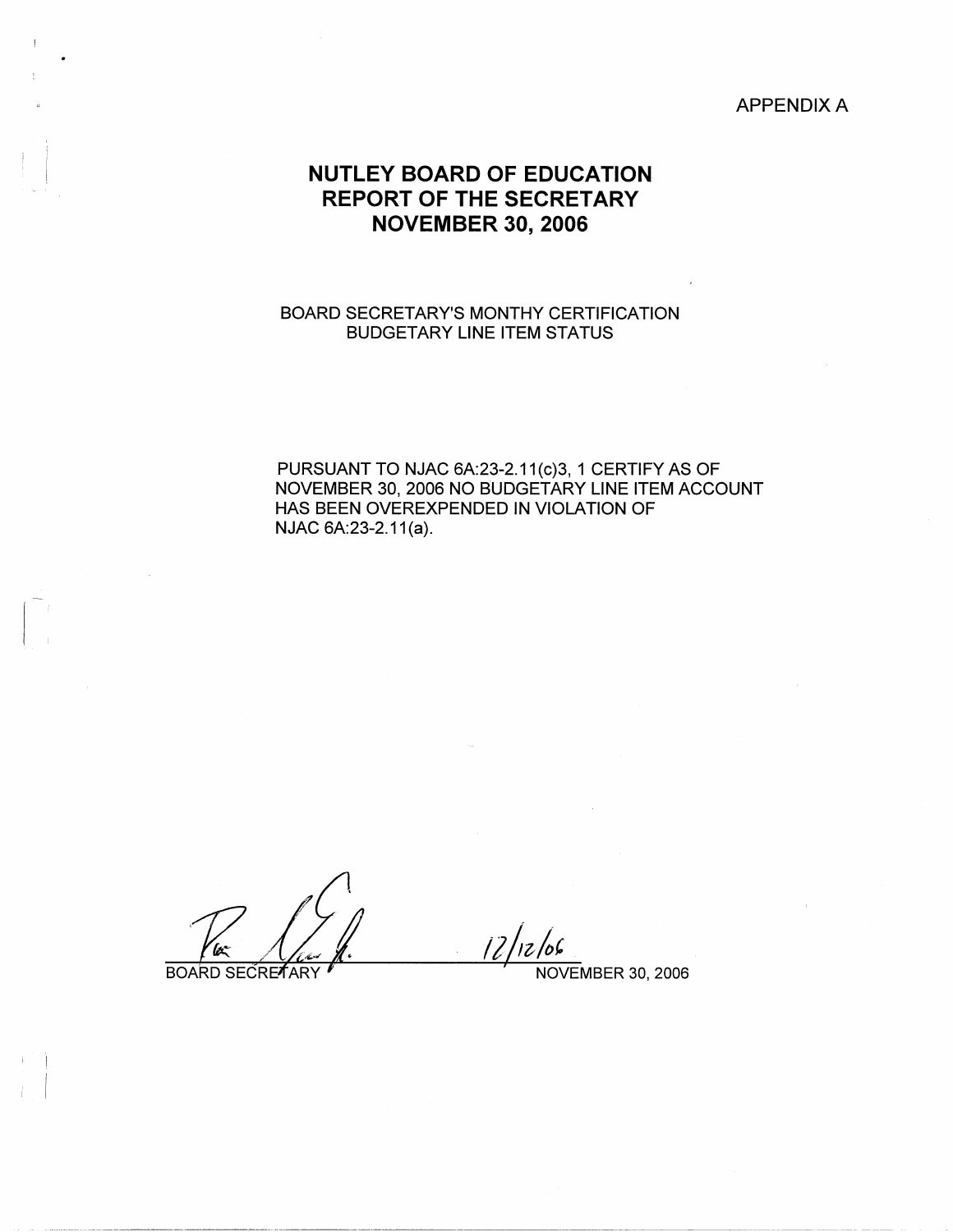APPENDIX A

# NUTLEY BOARD OF EDUCATION
# REPORT OF THE SECRETARY
# NOVEMBER 30, 2006

BOARD SECRETARY'S MONTHY CERTIFICATION
BUDGETARY LINE ITEM STATUS

PURSUANT TO NJAC 6A:23-2.11(c)3, 1 CERTIFY AS OF NOVEMBER 30, 2006 NO BUDGETARY LINE ITEM ACCOUNT HAS BEEN OVEREXPENDED IN VIOLATION OF NJAC 6A:23-2.11(a).

12/12/06

BOARD SECRETARY NOVEMBER 30, 2006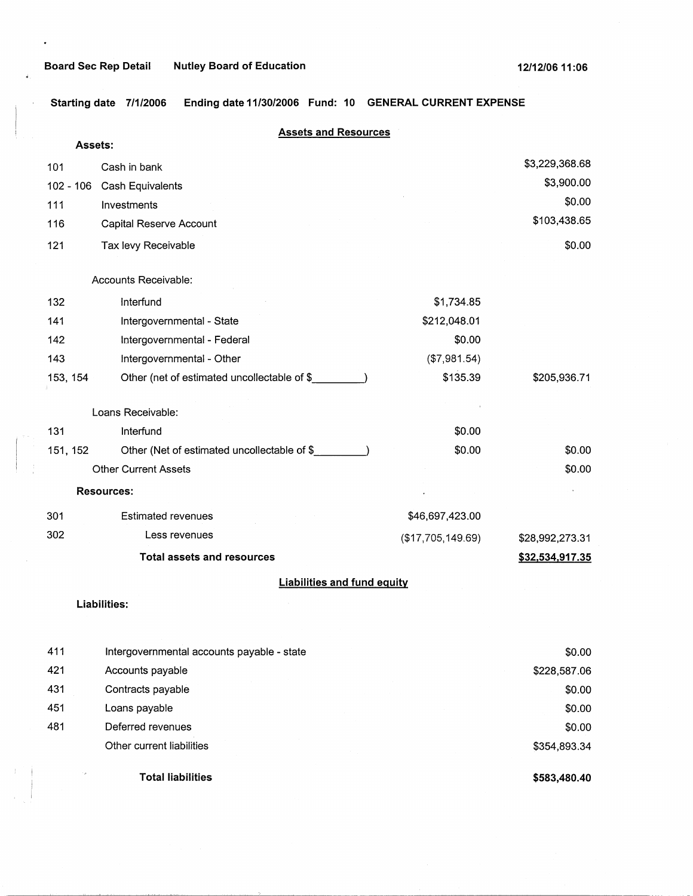**Board Sec Rep Detail** **Nutley Board of Education** **12/12/06 11:06**

**Starting date 7/1/2006** **Ending date 11/30/2006** **Fund: 10** **GENERAL CURRENT EXPENSE**

## Assets and Resources

| | | | |
|---|---|---|---|
| **Assets:** | | | |
| 101 | Cash in bank | | $3,229,368.68 |
| 102 - 106 | Cash Equivalents | | $3,900.00 |
| 111 | Investments | | $0.00 |
| 116 | Capital Reserve Account | | $103,438.65 |
| 121 | Tax levy Receivable | | $0.00 |
| | Accounts Receivable: | | |
| 132 | Interfund | $1,734.85 | |
| 141 | Intergovernmental - State | $212,048.01 | |
| 142 | Intergovernmental - Federal | $0.00 | |
| 143 | Intergovernmental - Other | ($7,981.54) | |
| 153, 154 | Other (net of estimated uncollectable of $_________) | $135.39 | $205,936.71 |
| | Loans Receivable: | | |
| 131 | Interfund | $0.00 | |
| 151, 152 | Other (Net of estimated uncollectable of $_________) | $0.00 | $0.00 |
| | Other Current Assets | | $0.00 |
| **Resources:** | | | |
| 301 | Estimated revenues | $46,697,423.00 | |
| 302 | Less revenues | ($17,705,149.69) | $28,992,273.31 |
| | **Total assets and resources** | | **$32,534,917.35** |

## Liabilities and fund equity

| | | |
|---|---|---|
| **Liabilities:** | | |
| 411 | Intergovernmental accounts payable - state | $0.00 |
| 421 | Accounts payable | $228,587.06 |
| 431 | Contracts payable | $0.00 |
| 451 | Loans payable | $0.00 |
| 481 | Deferred revenues | $0.00 |
| | Other current liabilities | $354,893.34 |
| | **Total liabilities** | **$583,480.40** |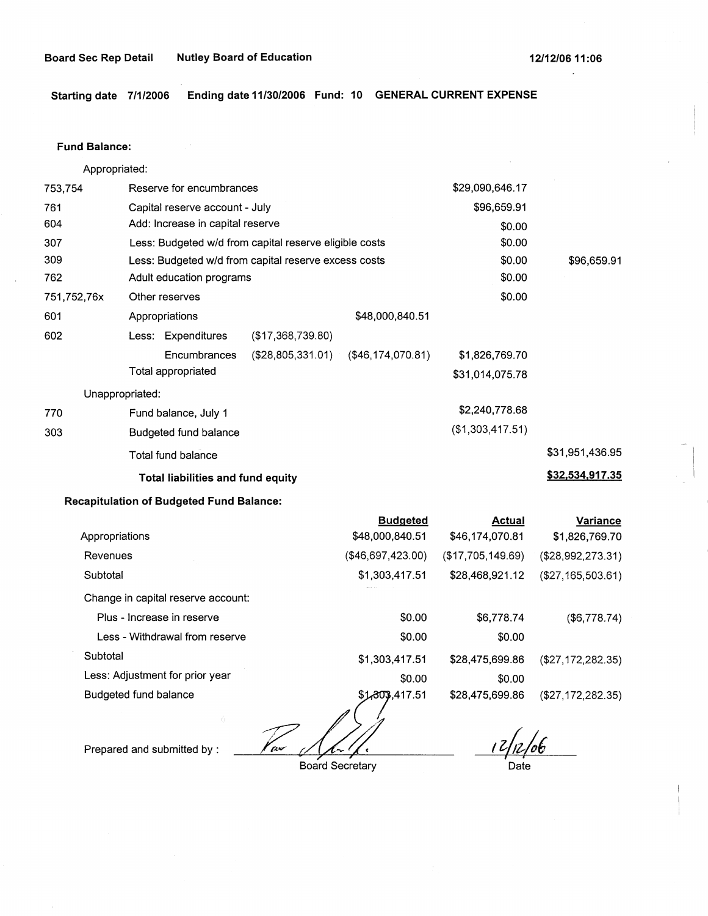**Board Sec Rep Detail** **Nutley Board of Education** **12/12/06 11:06**

**Starting date 7/1/2006 Ending date 11/30/2006 Fund: 10 GENERAL CURRENT EXPENSE**

**Fund Balance:**

| | | | | | |
|---|---|---|---|---|---|
| Appropriated: | | | | | |
| 753,754 | Reserve for encumbrances | | | $29,090,646.17 | |
| 761 | Capital reserve account - July | | | $96,659.91 | |
| 604 | Add: Increase in capital reserve | | | $0.00 | |
| 307 | Less: Budgeted w/d from capital reserve eligible costs | | | $0.00 | |
| 309 | Less: Budgeted w/d from capital reserve excess costs | | | $0.00 | $96,659.91 |
| 762 | Adult education programs | | | $0.00 | |
| 751,752,76x | Other reserves | | | $0.00 | |
| 601 | Appropriations | | $48,000,840.51 | | |
| 602 | Less: Expenditures | ($17,368,739.80) | | | |
| | Encumbrances | ($28,805,331.01) | ($46,174,070.81) | $1,826,769.70 | |
| | Total appropriated | | | $31,014,075.78 | |
| Unappropriated: | | | | | |
| 770 | Fund balance, July 1 | | | $2,240,778.68 | |
| 303 | Budgeted fund balance | | | ($1,303,417.51) | |
| | Total fund balance | | | | $31,951,436.95 |
| | **Total liabilities and fund equity** | | | | **$32,534,917.35** |

**Recapitulation of Budgeted Fund Balance:**

| | Budgeted | Actual | Variance |
|---|---|---|---|
| Appropriations | $48,000,840.51 | $46,174,070.81 | $1,826,769.70 |
| Revenues | ($46,697,423.00) | ($17,705,149.69) | ($28,992,273.31) |
| Subtotal | $1,303,417.51 | $28,468,921.12 | ($27,165,503.61) |
| Change in capital reserve account: | | | |
| Plus - Increase in reserve | $0.00 | $6,778.74 | ($6,778.74) |
| Less - Withdrawal from reserve | $0.00 | $0.00 | |
| Subtotal | $1,303,417.51 | $28,475,699.86 | ($27,172,282.35) |
| Less: Adjustment for prior year | $0.00 | $0.00 | |
| Budgeted fund balance | $1,303,417.51 | $28,475,699.86 | ($27,172,282.35) |

Prepared and submitted by : ____________________ 12/12/06

Board Secretary Date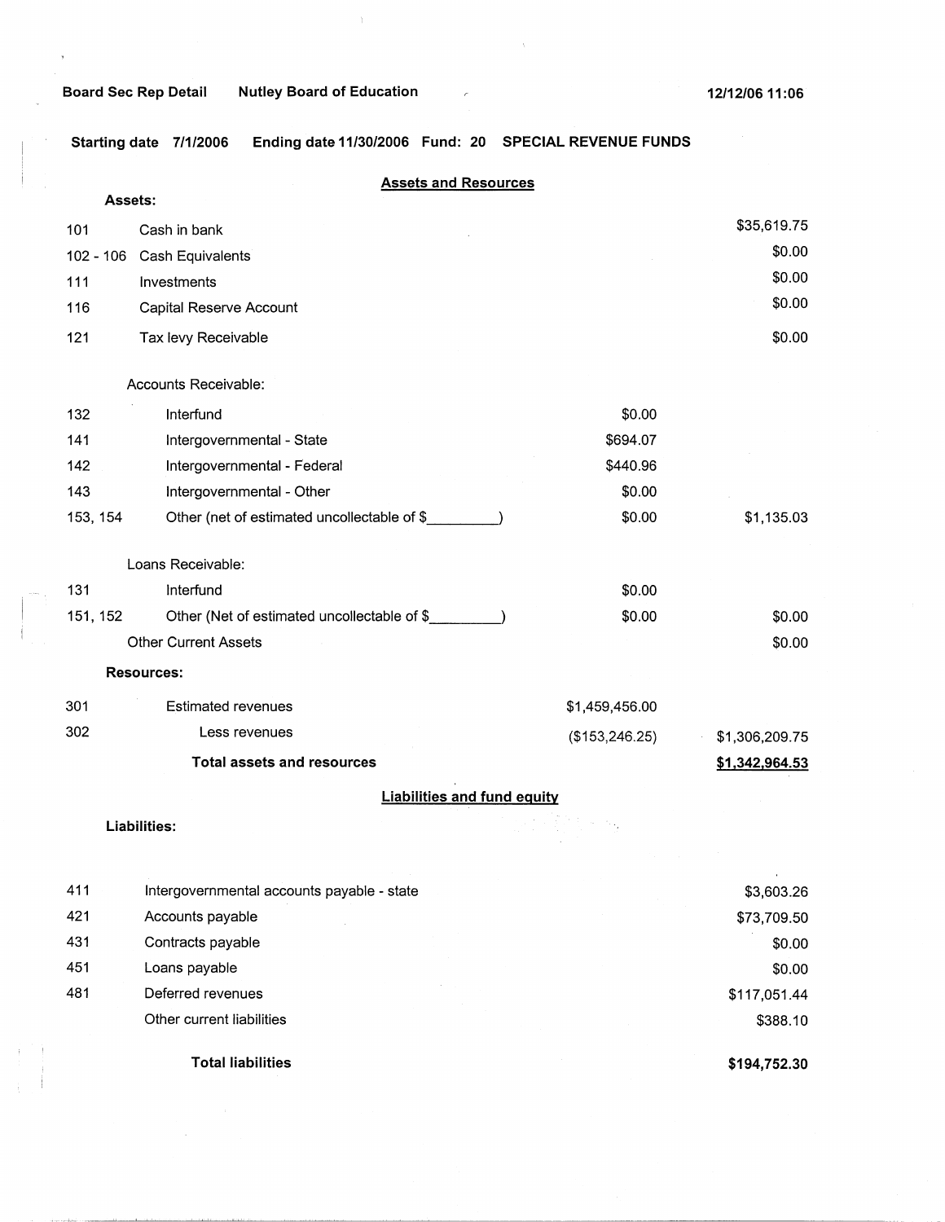Board Sec Rep Detail    Nutley Board of Education    12/12/06 11:06

**Starting date 7/1/2006    Ending date 11/30/2006    Fund: 20    SPECIAL REVENUE FUNDS**

## Assets and Resources

**Assets:**

| Code | Description | | Amount |
|---|---|---|---|
| 101 | Cash in bank | | $35,619.75 |
| 102 - 106 | Cash Equivalents | | $0.00 |
| 111 | Investments | | $0.00 |
| 116 | Capital Reserve Account | | $0.00 |
| 121 | Tax levy Receivable | | $0.00 |
| | Accounts Receivable: | | |
| 132 | Interfund | $0.00 | |
| 141 | Intergovernmental - State | $694.07 | |
| 142 | Intergovernmental - Federal | $440.96 | |
| 143 | Intergovernmental - Other | $0.00 | |
| 153, 154 | Other (net of estimated uncollectable of $_________) | $0.00 | $1,135.03 |
| | Loans Receivable: | | |
| 131 | Interfund | $0.00 | |
| 151, 152 | Other (Net of estimated uncollectable of $_________) | $0.00 | $0.00 |
| | Other Current Assets | | $0.00 |

**Resources:**

| Code | Description | | Amount |
|---|---|---|---|
| 301 | Estimated revenues | $1,459,456.00 | |
| 302 | Less revenues | ($153,246.25) | $1,306,209.75 |
| | **Total assets and resources** | | **$1,342,964.53** |

## Liabilities and fund equity

**Liabilities:**

| Code | Description | Amount |
|---|---|---|
| 411 | Intergovernmental accounts payable - state | $3,603.26 |
| 421 | Accounts payable | $73,709.50 |
| 431 | Contracts payable | $0.00 |
| 451 | Loans payable | $0.00 |
| 481 | Deferred revenues | $117,051.44 |
| | Other current liabilities | $388.10 |
| | **Total liabilities** | **$194,752.30** |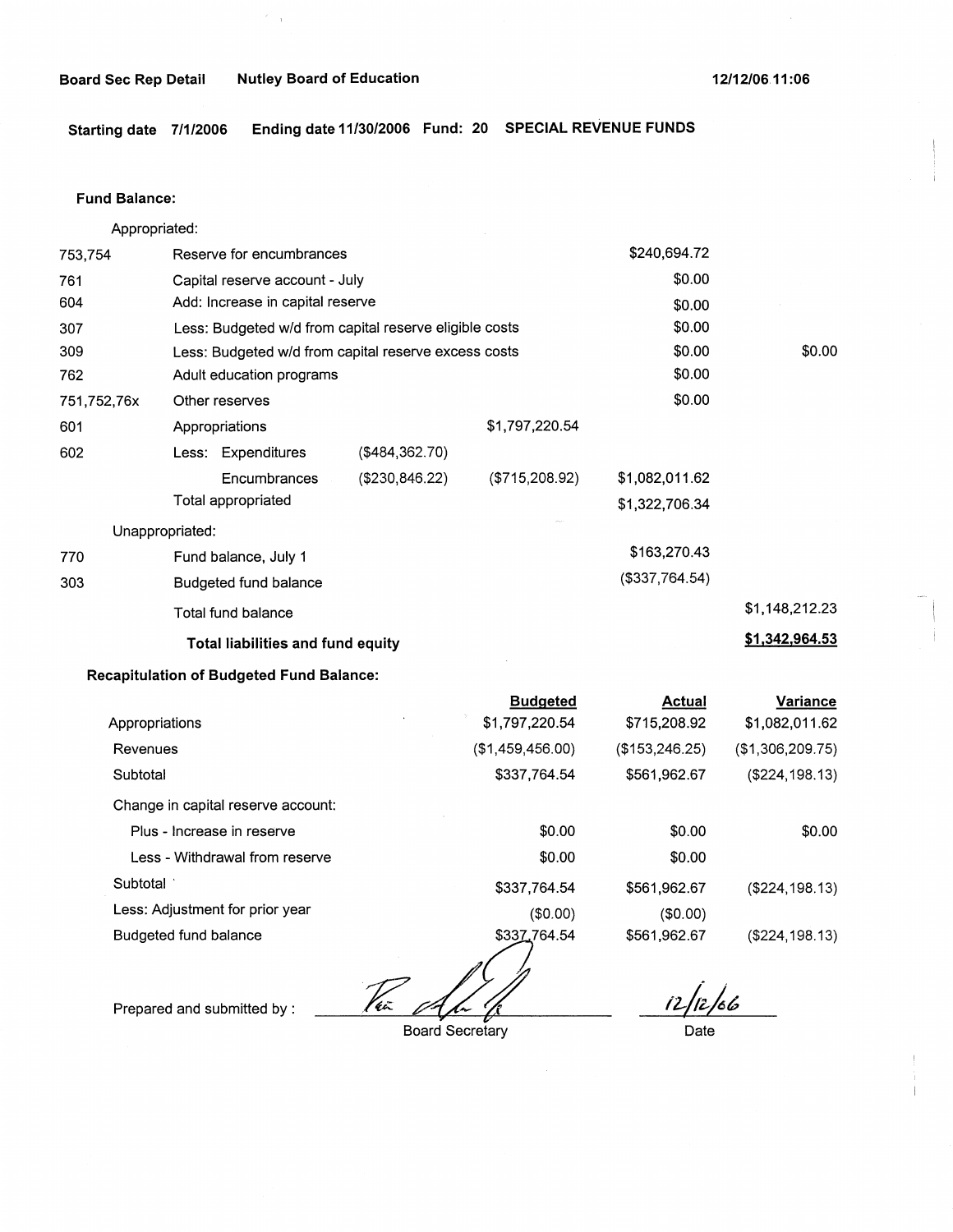**Board Sec Rep Detail** **Nutley Board of Education** **12/12/06 11:06**

**Starting date 7/1/2006 Ending date 11/30/2006 Fund: 20 SPECIAL REVENUE FUNDS**

**Fund Balance:**

| Code | Description | | | | |
|---|---|---|---|---|---|
| | Appropriated: | | | | |
| 753,754 | Reserve for encumbrances | | | $240,694.72 | |
| 761 | Capital reserve account - July | | | $0.00 | |
| 604 | Add: Increase in capital reserve | | | $0.00 | |
| 307 | Less: Budgeted w/d from capital reserve eligible costs | | | $0.00 | |
| 309 | Less: Budgeted w/d from capital reserve excess costs | | | $0.00 | $0.00 |
| 762 | Adult education programs | | | $0.00 | |
| 751,752,76x | Other reserves | | | $0.00 | |
| 601 | Appropriations | | $1,797,220.54 | | |
| 602 | Less: Expenditures | ($484,362.70) | | | |
| | Encumbrances | ($230,846.22) | ($715,208.92) | $1,082,011.62 | |
| | Total appropriated | | | $1,322,706.34 | |
| | Unappropriated: | | | | |
| 770 | Fund balance, July 1 | | | $163,270.43 | |
| 303 | Budgeted fund balance | | | ($337,764.54) | |
| | Total fund balance | | | | $1,148,212.23 |
| | **Total liabilities and fund equity** | | | | **$1,342,964.53** |

**Recapitulation of Budgeted Fund Balance:**

| | Budgeted | Actual | Variance |
|---|---|---|---|
| Appropriations | $1,797,220.54 | $715,208.92 | $1,082,011.62 |
| Revenues | ($1,459,456.00) | ($153,246.25) | ($1,306,209.75) |
| Subtotal | $337,764.54 | $561,962.67 | ($224,198.13) |
| Change in capital reserve account: | | | |
| Plus - Increase in reserve | $0.00 | $0.00 | $0.00 |
| Less - Withdrawal from reserve | $0.00 | $0.00 | |
| Subtotal | $337,764.54 | $561,962.67 | ($224,198.13) |
| Less: Adjustment for prior year | ($0.00) | ($0.00) | |
| Budgeted fund balance | $337,764.54 | $561,962.67 | ($224,198.13) |

Prepared and submitted by : _______________ Board Secretary     12/12/06 Date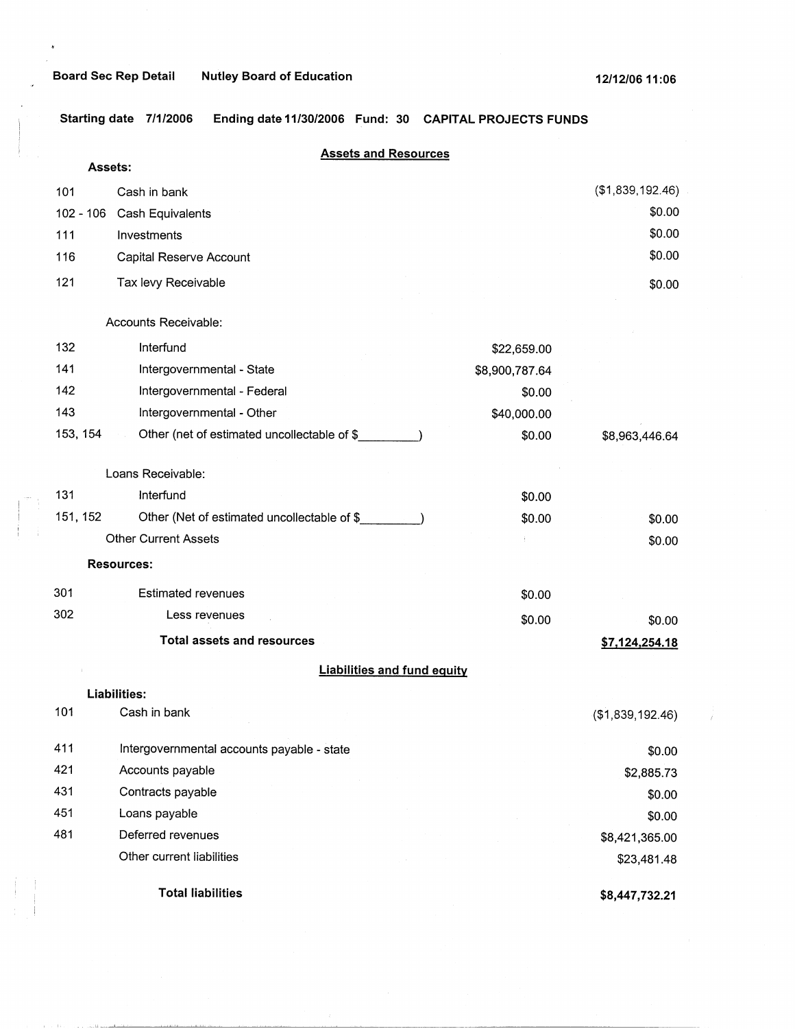Board Sec Rep Detail    Nutley Board of Education    12/12/06 11:06

Starting date 7/1/2006    Ending date 11/30/2006    Fund: 30    CAPITAL PROJECTS FUNDS

## Assets and Resources

| | | | |
|---|---|---|---|
| **Assets:** | | | |
| 101 | Cash in bank | | ($1,839,192.46) |
| 102 - 106 | Cash Equivalents | | $0.00 |
| 111 | Investments | | $0.00 |
| 116 | Capital Reserve Account | | $0.00 |
| 121 | Tax levy Receivable | | $0.00 |
| | Accounts Receivable: | | |
| 132 | Interfund | $22,659.00 | |
| 141 | Intergovernmental - State | $8,900,787.64 | |
| 142 | Intergovernmental - Federal | $0.00 | |
| 143 | Intergovernmental - Other | $40,000.00 | |
| 153, 154 | Other (net of estimated uncollectable of $_________) | $0.00 | $8,963,446.64 |
| | Loans Receivable: | | |
| 131 | Interfund | $0.00 | |
| 151, 152 | Other (Net of estimated uncollectable of $_________) | $0.00 | $0.00 |
| | Other Current Assets | | $0.00 |
| **Resources:** | | | |
| 301 | Estimated revenues | $0.00 | |
| 302 | Less revenues | $0.00 | $0.00 |
| | **Total assets and resources** | | **$7,124,254.18** |

## Liabilities and fund equity

| | | |
|---|---|---|
| **Liabilities:** | | |
| 101 | Cash in bank | ($1,839,192.46) |
| 411 | Intergovernmental accounts payable - state | $0.00 |
| 421 | Accounts payable | $2,885.73 |
| 431 | Contracts payable | $0.00 |
| 451 | Loans payable | $0.00 |
| 481 | Deferred revenues | $8,421,365.00 |
| | Other current liabilities | $23,481.48 |
| | **Total liabilities** | **$8,447,732.21** |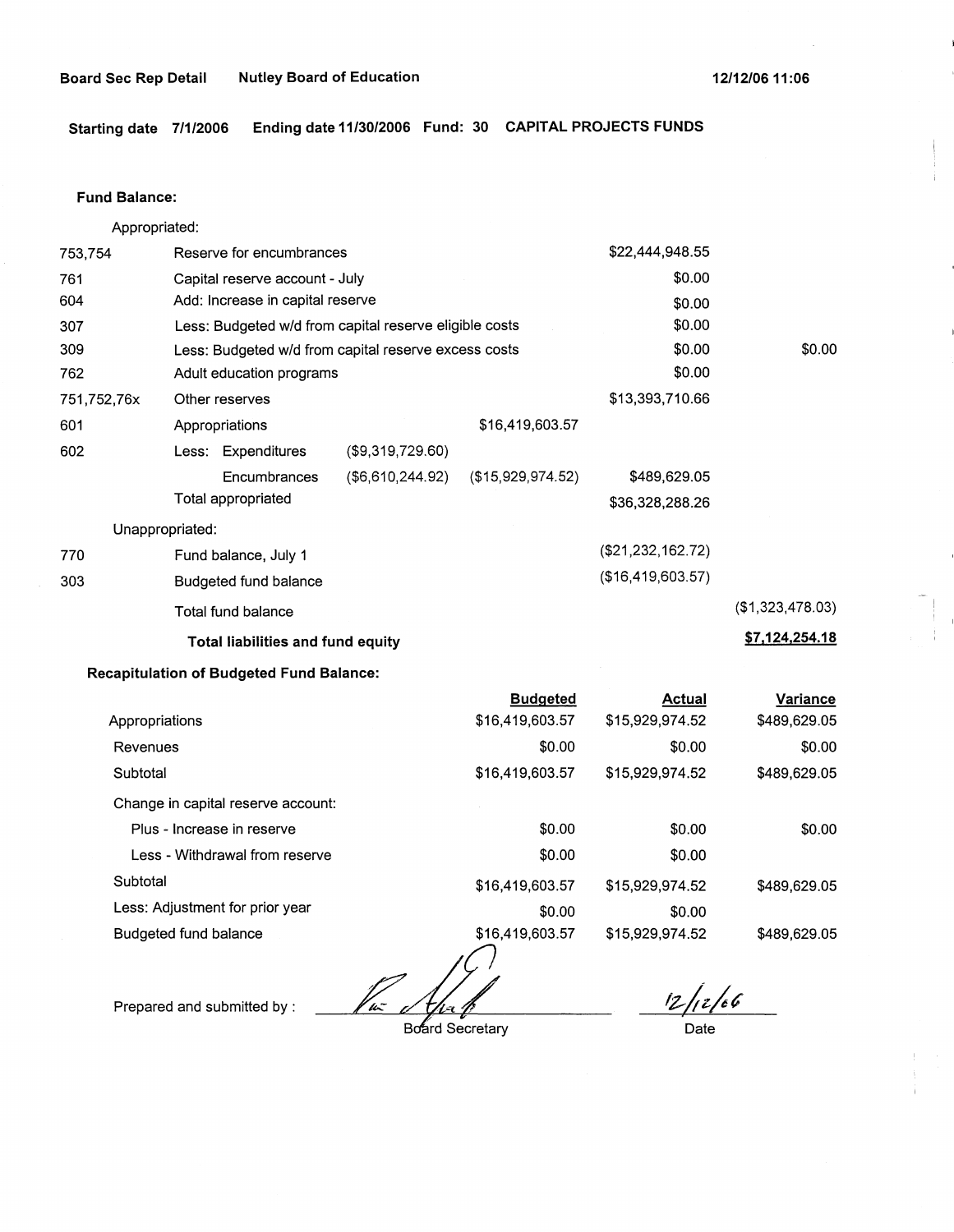**Board Sec Rep Detail** **Nutley Board of Education** **12/12/06 11:06**

**Starting date 7/1/2006 Ending date 11/30/2006 Fund: 30 CAPITAL PROJECTS FUNDS**

**Fund Balance:**

| | | | | | |
|---|---|---|---|---|---|
| Appropriated: | | | | | |
| 753,754 | Reserve for encumbrances | | | $22,444,948.55 | |
| 761 | Capital reserve account - July | | | $0.00 | |
| 604 | Add: Increase in capital reserve | | | $0.00 | |
| 307 | Less: Budgeted w/d from capital reserve eligible costs | | | $0.00 | |
| 309 | Less: Budgeted w/d from capital reserve excess costs | | | $0.00 | $0.00 |
| 762 | Adult education programs | | | $0.00 | |
| 751,752,76x | Other reserves | | | $13,393,710.66 | |
| 601 | Appropriations | | $16,419,603.57 | | |
| 602 | Less: Expenditures | ($9,319,729.60) | | | |
| | Encumbrances | ($6,610,244.92) | ($15,929,974.52) | $489,629.05 | |
| | Total appropriated | | | $36,328,288.26 | |
| Unappropriated: | | | | | |
| 770 | Fund balance, July 1 | | | ($21,232,162.72) | |
| 303 | Budgeted fund balance | | | ($16,419,603.57) | |
| | Total fund balance | | | | ($1,323,478.03) |
| | **Total liabilities and fund equity** | | | | **$7,124,254.18** |

**Recapitulation of Budgeted Fund Balance:**

| | Budgeted | Actual | Variance |
|---|---|---|---|
| Appropriations | $16,419,603.57 | $15,929,974.52 | $489,629.05 |
| Revenues | $0.00 | $0.00 | $0.00 |
| Subtotal | $16,419,603.57 | $15,929,974.52 | $489,629.05 |
| Change in capital reserve account: | | | |
| Plus - Increase in reserve | $0.00 | $0.00 | $0.00 |
| Less - Withdrawal from reserve | $0.00 | $0.00 | |
| Subtotal | $16,419,603.57 | $15,929,974.52 | $489,629.05 |
| Less: Adjustment for prior year | $0.00 | $0.00 | |
| Budgeted fund balance | $16,419,603.57 | $15,929,974.52 | $489,629.05 |

Prepared and submitted by : _______________ Board Secretary 12/12/06 Date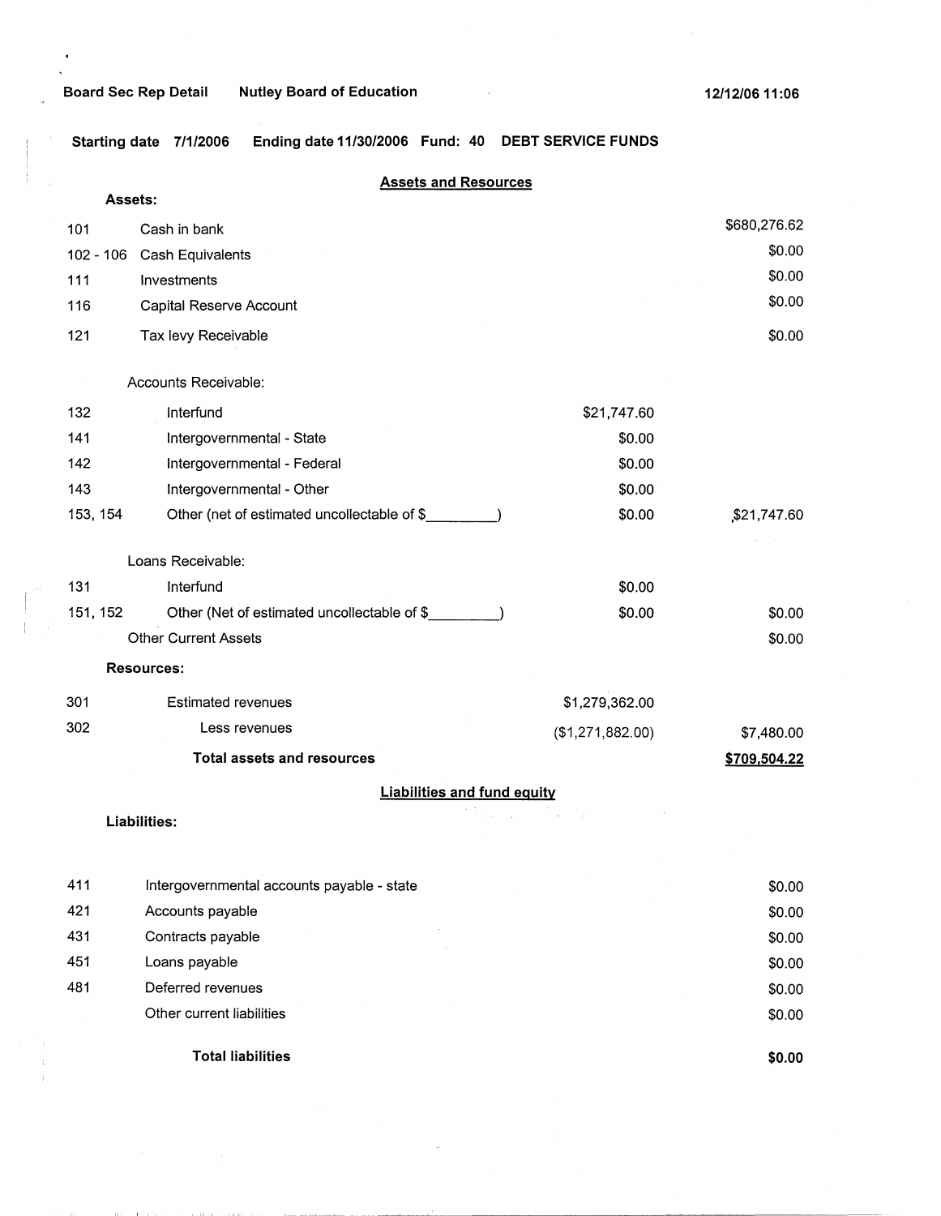Board Sec Rep Detail    Nutley Board of Education    12/12/06 11:06

**Starting date 7/1/2006    Ending date 11/30/2006    Fund: 40    DEBT SERVICE FUNDS**

## Assets and Resources

**Assets:**

| Code | Description | | Amount |
|---|---|---|---|
| 101 | Cash in bank | | $680,276.62 |
| 102 - 106 | Cash Equivalents | | $0.00 |
| 111 | Investments | | $0.00 |
| 116 | Capital Reserve Account | | $0.00 |
| 121 | Tax levy Receivable | | $0.00 |
| | Accounts Receivable: | | |
| 132 | Interfund | $21,747.60 | |
| 141 | Intergovernmental - State | $0.00 | |
| 142 | Intergovernmental - Federal | $0.00 | |
| 143 | Intergovernmental - Other | $0.00 | |
| 153, 154 | Other (net of estimated uncollectable of $_________) | $0.00 | $21,747.60 |
| | Loans Receivable: | | |
| 131 | Interfund | $0.00 | |
| 151, 152 | Other (Net of estimated uncollectable of $_________) | $0.00 | $0.00 |
| | Other Current Assets | | $0.00 |

**Resources:**

| Code | Description | | Amount |
|---|---|---|---|
| 301 | Estimated revenues | $1,279,362.00 | |
| 302 | Less revenues | ($1,271,882.00) | $7,480.00 |
| | **Total assets and resources** | | **$709,504.22** |

## Liabilities and fund equity

**Liabilities:**

| Code | Description | Amount |
|---|---|---|
| 411 | Intergovernmental accounts payable - state | $0.00 |
| 421 | Accounts payable | $0.00 |
| 431 | Contracts payable | $0.00 |
| 451 | Loans payable | $0.00 |
| 481 | Deferred revenues | $0.00 |
| | Other current liabilities | $0.00 |
| | **Total liabilities** | **$0.00** |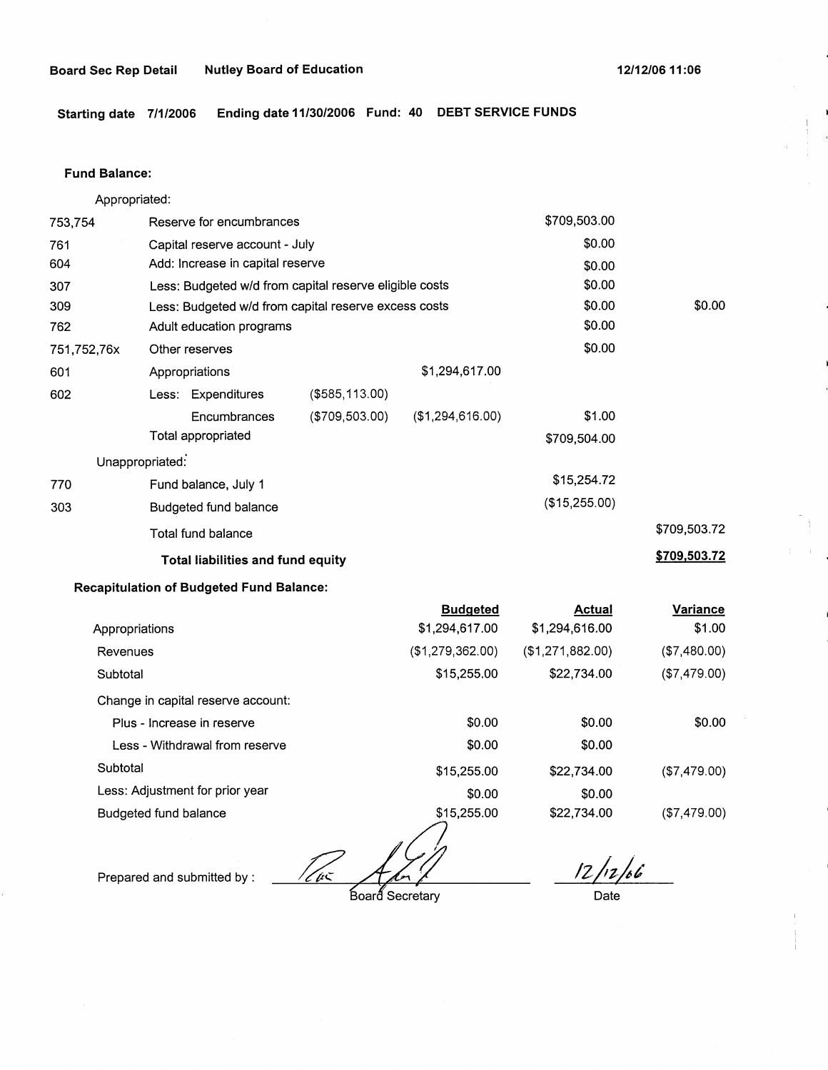**Board Sec Rep Detail** **Nutley Board of Education** **12/12/06 11:06**

**Starting date 7/1/2006** **Ending date 11/30/2006** **Fund: 40** **DEBT SERVICE FUNDS**

**Fund Balance:**

| | | | | | |
|---|---|---|---|---|---|
| | Appropriated: | | | | |
| 753,754 | Reserve for encumbrances | | | $709,503.00 | |
| 761 | Capital reserve account - July | | | $0.00 | |
| 604 | Add: Increase in capital reserve | | | $0.00 | |
| 307 | Less: Budgeted w/d from capital reserve eligible costs | | | $0.00 | |
| 309 | Less: Budgeted w/d from capital reserve excess costs | | | $0.00 | $0.00 |
| 762 | Adult education programs | | | $0.00 | |
| 751,752,76x | Other reserves | | | $0.00 | |
| 601 | Appropriations | | $1,294,617.00 | | |
| 602 | Less: Expenditures | ($585,113.00) | | | |
| | Encumbrances | ($709,503.00) | ($1,294,616.00) | $1.00 | |
| | Total appropriated | | | $709,504.00 | |
| | Unappropriated: | | | | |
| 770 | Fund balance, July 1 | | | $15,254.72 | |
| 303 | Budgeted fund balance | | | ($15,255.00) | |
| | Total fund balance | | | | $709,503.72 |
| | **Total liabilities and fund equity** | | | | **$709,503.72** |

**Recapitulation of Budgeted Fund Balance:**

| | Budgeted | Actual | Variance |
|---|---|---|---|
| Appropriations | $1,294,617.00 | $1,294,616.00 | $1.00 |
| Revenues | ($1,279,362.00) | ($1,271,882.00) | ($7,480.00) |
| Subtotal | $15,255.00 | $22,734.00 | ($7,479.00) |
| Change in capital reserve account: | | | |
| Plus - Increase in reserve | $0.00 | $0.00 | $0.00 |
| Less - Withdrawal from reserve | $0.00 | $0.00 | |
| Subtotal | $15,255.00 | $22,734.00 | ($7,479.00) |
| Less: Adjustment for prior year | $0.00 | $0.00 | |
| Budgeted fund balance | $15,255.00 | $22,734.00 | ($7,479.00) |

Prepared and submitted by : ____________________ Board Secretary    12/12/06 Date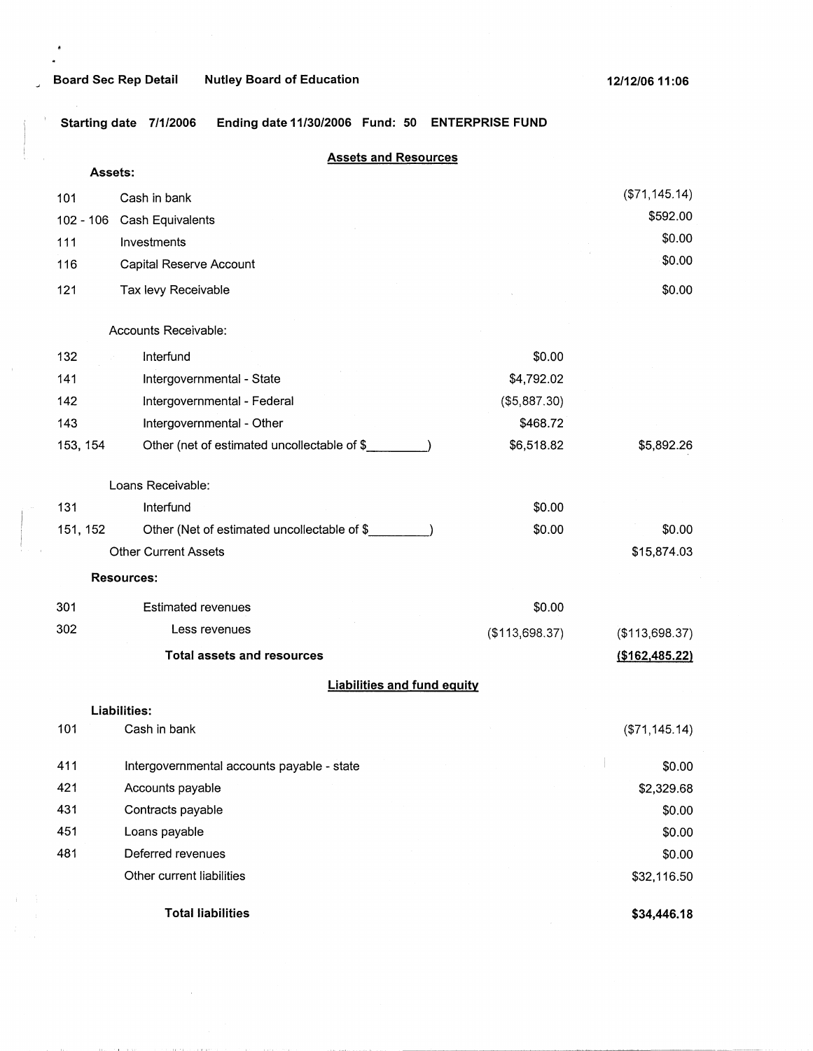**Board Sec Rep Detail** **Nutley Board of Education** **12/12/06 11:06**

**Starting date 7/1/2006** **Ending date 11/30/2006** **Fund: 50** **ENTERPRISE FUND**

## Assets and Resources

**Assets:**

| Code | Description | | Amount |
|---|---|---|---|
| 101 | Cash in bank | | ($71,145.14) |
| 102 - 106 | Cash Equivalents | | $592.00 |
| 111 | Investments | | $0.00 |
| 116 | Capital Reserve Account | | $0.00 |
| 121 | Tax levy Receivable | | $0.00 |
| | Accounts Receivable: | | |
| 132 | Interfund | $0.00 | |
| 141 | Intergovernmental - State | $4,792.02 | |
| 142 | Intergovernmental - Federal | ($5,887.30) | |
| 143 | Intergovernmental - Other | $468.72 | |
| 153, 154 | Other (net of estimated uncollectable of $_________) | $6,518.82 | $5,892.26 |
| | Loans Receivable: | | |
| 131 | Interfund | $0.00 | |
| 151, 152 | Other (Net of estimated uncollectable of $_________) | $0.00 | $0.00 |
| | Other Current Assets | | $15,874.03 |
| | **Resources:** | | |
| 301 | Estimated revenues | $0.00 | |
| 302 | Less revenues | ($113,698.37) | ($113,698.37) |
| | **Total assets and resources** | | **($162,485.22)** |

## Liabilities and fund equity

**Liabilities:**

| Code | Description | Amount |
|---|---|---|
| 101 | Cash in bank | ($71,145.14) |
| 411 | Intergovernmental accounts payable - state | $0.00 |
| 421 | Accounts payable | $2,329.68 |
| 431 | Contracts payable | $0.00 |
| 451 | Loans payable | $0.00 |
| 481 | Deferred revenues | $0.00 |
| | Other current liabilities | $32,116.50 |
| | **Total liabilities** | **$34,446.18** |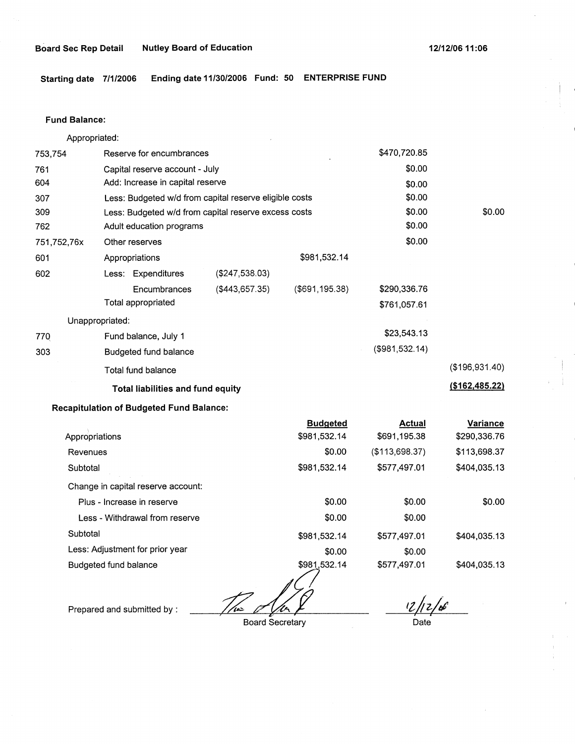Board Sec Rep Detail    Nutley Board of Education    12/12/06 11:06

Starting date 7/1/2006    Ending date 11/30/2006    Fund: 50    ENTERPRISE FUND

**Fund Balance:**

Appropriated:

| | | | | | |
|---|---|---|---|---|---|
| 753,754 | Reserve for encumbrances | | | $470,720.85 | |
| 761 | Capital reserve account - July | | | $0.00 | |
| 604 | Add: Increase in capital reserve | | | $0.00 | |
| 307 | Less: Budgeted w/d from capital reserve eligible costs | | | $0.00 | |
| 309 | Less: Budgeted w/d from capital reserve excess costs | | | $0.00 | $0.00 |
| 762 | Adult education programs | | | $0.00 | |
| 751,752,76x | Other reserves | | | $0.00 | |
| 601 | Appropriations | | $981,532.14 | | |
| 602 | Less: Expenditures | ($247,538.03) | | | |
| | Encumbrances | ($443,657.35) | ($691,195.38) | $290,336.76 | |
| | Total appropriated | | | $761,057.61 | |

Unappropriated:

| | | | |
|---|---|---|---|
| 770 | Fund balance, July 1 | $23,543.13 | |
| 303 | Budgeted fund balance | ($981,532.14) | |
| | Total fund balance | | ($196,931.40) |
| | **Total liabilities and fund equity** | | **($162,485.22)** |

**Recapitulation of Budgeted Fund Balance:**

| | Budgeted | Actual | Variance |
|---|---|---|---|
| Appropriations | $981,532.14 | $691,195.38 | $290,336.76 |
| Revenues | $0.00 | ($113,698.37) | $113,698.37 |
| Subtotal | $981,532.14 | $577,497.01 | $404,035.13 |
| Change in capital reserve account: | | | |
| Plus - Increase in reserve | $0.00 | $0.00 | $0.00 |
| Less - Withdrawal from reserve | $0.00 | $0.00 | |
| Subtotal | $981,532.14 | $577,497.01 | $404,035.13 |
| Less: Adjustment for prior year | $0.00 | $0.00 | |
| Budgeted fund balance | $981,532.14 | $577,497.01 | $404,035.13 |

Prepared and submitted by : ______________________ Board Secretary    12/12/06 Date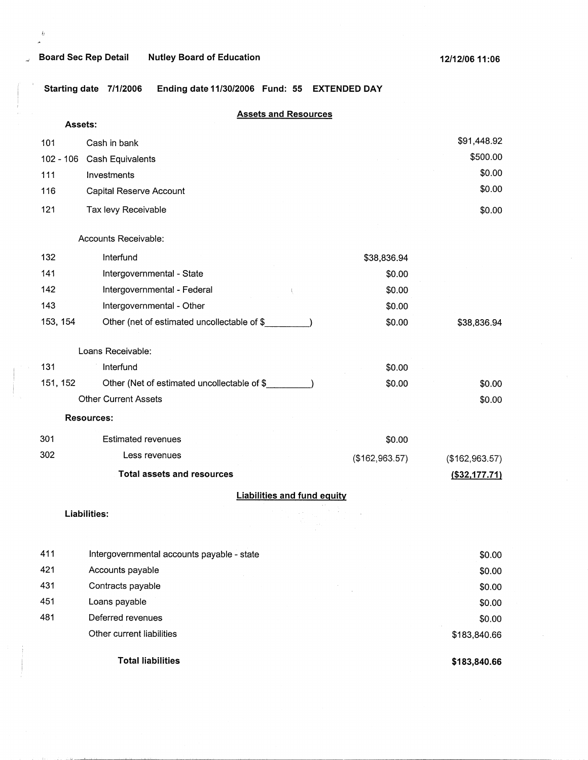Board Sec Rep Detail    Nutley Board of Education    12/12/06 11:06

Starting date 7/1/2006    Ending date 11/30/2006    Fund: 55    EXTENDED DAY

## Assets and Resources

**Assets:**

| | | | |
|---|---|---|---|
| 101 | Cash in bank | | $91,448.92 |
| 102 - 106 | Cash Equivalents | | $500.00 |
| 111 | Investments | | $0.00 |
| 116 | Capital Reserve Account | | $0.00 |
| 121 | Tax levy Receivable | | $0.00 |
| | Accounts Receivable: | | |
| 132 | Interfund | $38,836.94 | |
| 141 | Intergovernmental - State | $0.00 | |
| 142 | Intergovernmental - Federal | $0.00 | |
| 143 | Intergovernmental - Other | $0.00 | |
| 153, 154 | Other (net of estimated uncollectable of $_________) | $0.00 | $38,836.94 |
| | Loans Receivable: | | |
| 131 | Interfund | $0.00 | |
| 151, 152 | Other (Net of estimated uncollectable of $_________) | $0.00 | $0.00 |
| | Other Current Assets | | $0.00 |
| | **Resources:** | | |
| 301 | Estimated revenues | $0.00 | |
| 302 | Less revenues | ($162,963.57) | ($162,963.57) |
| | **Total assets and resources** | | **($32,177.71)** |

## Liabilities and fund equity

**Liabilities:**

| | | |
|---|---|---|
| 411 | Intergovernmental accounts payable - state | $0.00 |
| 421 | Accounts payable | $0.00 |
| 431 | Contracts payable | $0.00 |
| 451 | Loans payable | $0.00 |
| 481 | Deferred revenues | $0.00 |
| | Other current liabilities | $183,840.66 |
| | **Total liabilities** | **$183,840.66** |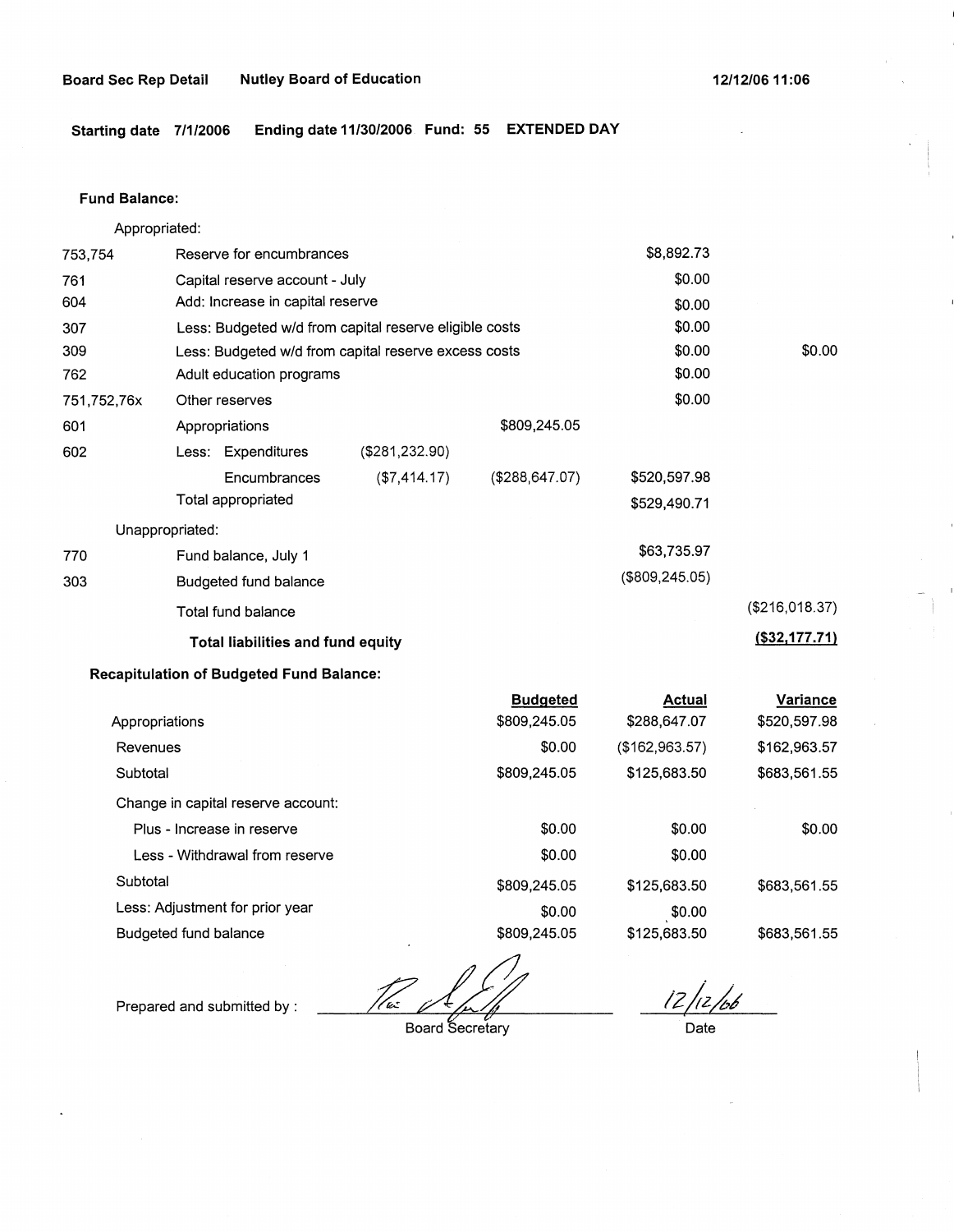**Board Sec Rep Detail** **Nutley Board of Education** **12/12/06 11:06**

**Starting date 7/1/2006 Ending date 11/30/2006 Fund: 55 EXTENDED DAY**

**Fund Balance:**

| | | | | | |
|---|---|---|---|---|---|
| | Appropriated: | | | | |
| 753,754 | Reserve for encumbrances | | | $8,892.73 | |
| 761 | Capital reserve account - July | | | $0.00 | |
| 604 | Add: Increase in capital reserve | | | $0.00 | |
| 307 | Less: Budgeted w/d from capital reserve eligible costs | | | $0.00 | |
| 309 | Less: Budgeted w/d from capital reserve excess costs | | | $0.00 | $0.00 |
| 762 | Adult education programs | | | $0.00 | |
| 751,752,76x | Other reserves | | | $0.00 | |
| 601 | Appropriations | | $809,245.05 | | |
| 602 | Less: Expenditures | ($281,232.90) | | | |
| | Encumbrances | ($7,414.17) | ($288,647.07) | $520,597.98 | |
| | Total appropriated | | | $529,490.71 | |
| | Unappropriated: | | | | |
| 770 | Fund balance, July 1 | | | $63,735.97 | |
| 303 | Budgeted fund balance | | | ($809,245.05) | |
| | Total fund balance | | | | ($216,018.37) |
| | **Total liabilities and fund equity** | | | | **($32,177.71)** |

**Recapitulation of Budgeted Fund Balance:**

| | Budgeted | Actual | Variance |
|---|---|---|---|
| Appropriations | $809,245.05 | $288,647.07 | $520,597.98 |
| Revenues | $0.00 | ($162,963.57) | $162,963.57 |
| Subtotal | $809,245.05 | $125,683.50 | $683,561.55 |
| Change in capital reserve account: | | | |
| Plus - Increase in reserve | $0.00 | $0.00 | $0.00 |
| Less - Withdrawal from reserve | $0.00 | $0.00 | |
| Subtotal | $809,245.05 | $125,683.50 | $683,561.55 |
| Less: Adjustment for prior year | $0.00 | $0.00 | |
| Budgeted fund balance | $809,245.05 | $125,683.50 | $683,561.55 |

Prepared and submitted by : ____________________ 12/12/06

Board Secretary Date